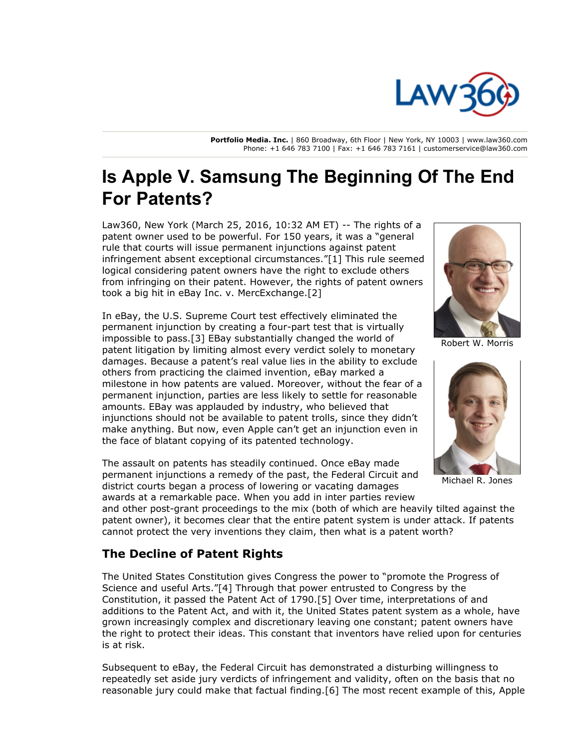Portfolio Media. Inc. | 860 Broadway, 6th Floor | New York, NY 10003 | www.law360.com
Phone: +1 646 783 7100 | Fax: +1 646 783 7161 | customerservice@law360.com

# Is Apple V. Samsung The Beginning Of The End For Patents?

Law360, New York (March 25, 2016, 10:32 AM ET) -- The rights of a patent owner used to be powerful. For 150 years, it was a "general rule that courts will issue permanent injunctions against patent infringement absent exceptional circumstances."[1] This rule seemed logical considering patent owners have the right to exclude others from infringing on their patent. However, the rights of patent owners took a big hit in eBay Inc. v. MercExchange.[2]

Robert W. Morris

Michael R. Jones

In eBay, the U.S. Supreme Court test effectively eliminated the permanent injunction by creating a four-part test that is virtually impossible to pass.[3] EBay substantially changed the world of patent litigation by limiting almost every verdict solely to monetary damages. Because a patent's real value lies in the ability to exclude others from practicing the claimed invention, eBay marked a milestone in how patents are valued. Moreover, without the fear of a permanent injunction, parties are less likely to settle for reasonable amounts. EBay was applauded by industry, who believed that injunctions should not be available to patent trolls, since they didn't make anything. But now, even Apple can't get an injunction even in the face of blatant copying of its patented technology.

The assault on patents has steadily continued. Once eBay made permanent injunctions a remedy of the past, the Federal Circuit and district courts began a process of lowering or vacating damages awards at a remarkable pace. When you add in inter parties review and other post-grant proceedings to the mix (both of which are heavily tilted against the patent owner), it becomes clear that the entire patent system is under attack. If patents cannot protect the very inventions they claim, then what is a patent worth?

## The Decline of Patent Rights

The United States Constitution gives Congress the power to "promote the Progress of Science and useful Arts."[4] Through that power entrusted to Congress by the Constitution, it passed the Patent Act of 1790.[5] Over time, interpretations of and additions to the Patent Act, and with it, the United States patent system as a whole, have grown increasingly complex and discretionary leaving one constant; patent owners have the right to protect their ideas. This constant that inventors have relied upon for centuries is at risk.

Subsequent to eBay, the Federal Circuit has demonstrated a disturbing willingness to repeatedly set aside jury verdicts of infringement and validity, often on the basis that no reasonable jury could make that factual finding.[6] The most recent example of this, Apple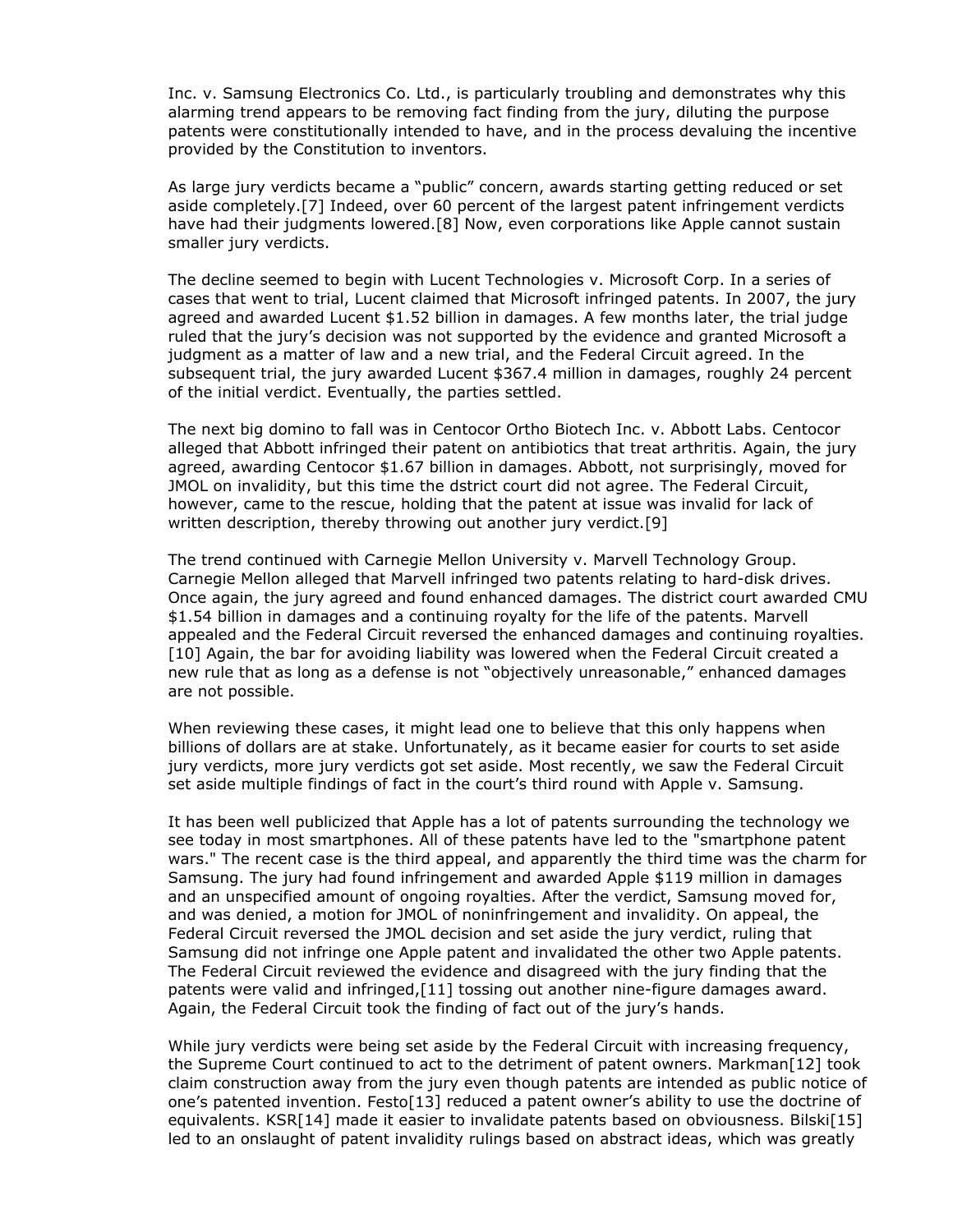Inc. v. Samsung Electronics Co. Ltd., is particularly troubling and demonstrates why this alarming trend appears to be removing fact finding from the jury, diluting the purpose patents were constitutionally intended to have, and in the process devaluing the incentive provided by the Constitution to inventors.

As large jury verdicts became a "public" concern, awards starting getting reduced or set aside completely.[7] Indeed, over 60 percent of the largest patent infringement verdicts have had their judgments lowered.[8] Now, even corporations like Apple cannot sustain smaller jury verdicts.

The decline seemed to begin with Lucent Technologies v. Microsoft Corp. In a series of cases that went to trial, Lucent claimed that Microsoft infringed patents. In 2007, the jury agreed and awarded Lucent $1.52 billion in damages. A few months later, the trial judge ruled that the jury's decision was not supported by the evidence and granted Microsoft a judgment as a matter of law and a new trial, and the Federal Circuit agreed. In the subsequent trial, the jury awarded Lucent $367.4 million in damages, roughly 24 percent of the initial verdict. Eventually, the parties settled.

The next big domino to fall was in Centocor Ortho Biotech Inc. v. Abbott Labs. Centocor alleged that Abbott infringed their patent on antibiotics that treat arthritis. Again, the jury agreed, awarding Centocor $1.67 billion in damages. Abbott, not surprisingly, moved for JMOL on invalidity, but this time the dstrict court did not agree. The Federal Circuit, however, came to the rescue, holding that the patent at issue was invalid for lack of written description, thereby throwing out another jury verdict.[9]

The trend continued with Carnegie Mellon University v. Marvell Technology Group. Carnegie Mellon alleged that Marvell infringed two patents relating to hard-disk drives. Once again, the jury agreed and found enhanced damages. The district court awarded CMU $1.54 billion in damages and a continuing royalty for the life of the patents. Marvell appealed and the Federal Circuit reversed the enhanced damages and continuing royalties.[10] Again, the bar for avoiding liability was lowered when the Federal Circuit created a new rule that as long as a defense is not "objectively unreasonable," enhanced damages are not possible.

When reviewing these cases, it might lead one to believe that this only happens when billions of dollars are at stake. Unfortunately, as it became easier for courts to set aside jury verdicts, more jury verdicts got set aside. Most recently, we saw the Federal Circuit set aside multiple findings of fact in the court's third round with Apple v. Samsung.

It has been well publicized that Apple has a lot of patents surrounding the technology we see today in most smartphones. All of these patents have led to the "smartphone patent wars." The recent case is the third appeal, and apparently the third time was the charm for Samsung. The jury had found infringement and awarded Apple $119 million in damages and an unspecified amount of ongoing royalties. After the verdict, Samsung moved for, and was denied, a motion for JMOL of noninfringement and invalidity. On appeal, the Federal Circuit reversed the JMOL decision and set aside the jury verdict, ruling that Samsung did not infringe one Apple patent and invalidated the other two Apple patents. The Federal Circuit reviewed the evidence and disagreed with the jury finding that the patents were valid and infringed,[11] tossing out another nine-figure damages award. Again, the Federal Circuit took the finding of fact out of the jury's hands.

While jury verdicts were being set aside by the Federal Circuit with increasing frequency, the Supreme Court continued to act to the detriment of patent owners. Markman[12] took claim construction away from the jury even though patents are intended as public notice of one's patented invention. Festo[13] reduced a patent owner's ability to use the doctrine of equivalents. KSR[14] made it easier to invalidate patents based on obviousness. Bilski[15] led to an onslaught of patent invalidity rulings based on abstract ideas, which was greatly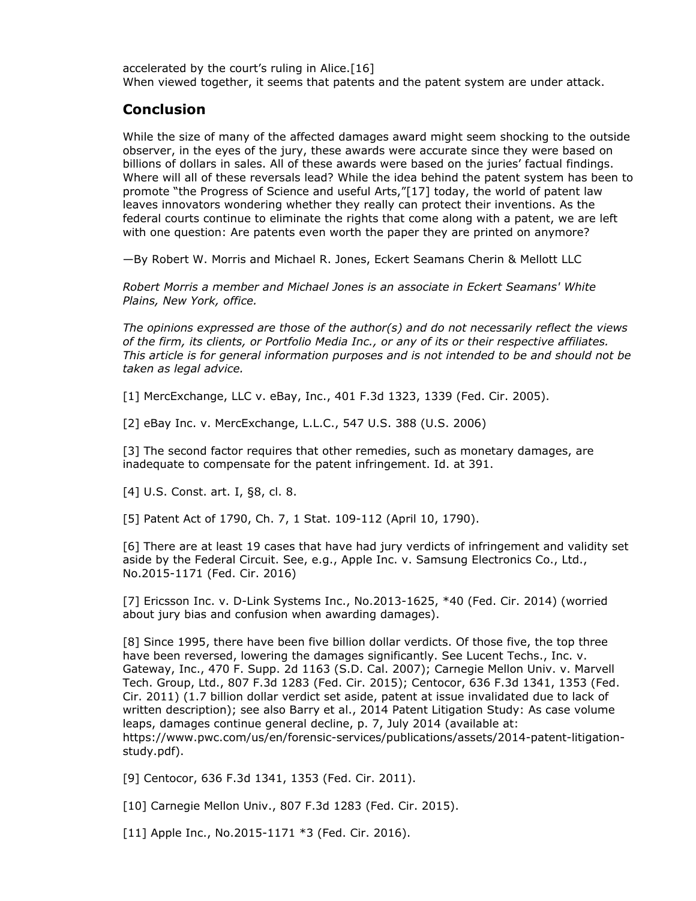accelerated by the court's ruling in Alice.[16]
When viewed together, it seems that patents and the patent system are under attack.

## Conclusion

While the size of many of the affected damages award might seem shocking to the outside observer, in the eyes of the jury, these awards were accurate since they were based on billions of dollars in sales. All of these awards were based on the juries' factual findings. Where will all of these reversals lead? While the idea behind the patent system has been to promote "the Progress of Science and useful Arts,"[17] today, the world of patent law leaves innovators wondering whether they really can protect their inventions. As the federal courts continue to eliminate the rights that come along with a patent, we are left with one question: Are patents even worth the paper they are printed on anymore?

—By Robert W. Morris and Michael R. Jones, Eckert Seamans Cherin & Mellott LLC

*Robert Morris a member and Michael Jones is an associate in Eckert Seamans' White Plains, New York, office.*

*The opinions expressed are those of the author(s) and do not necessarily reflect the views of the firm, its clients, or Portfolio Media Inc., or any of its or their respective affiliates. This article is for general information purposes and is not intended to be and should not be taken as legal advice.*

[1] MercExchange, LLC v. eBay, Inc., 401 F.3d 1323, 1339 (Fed. Cir. 2005).

[2] eBay Inc. v. MercExchange, L.L.C., 547 U.S. 388 (U.S. 2006)

[3] The second factor requires that other remedies, such as monetary damages, are inadequate to compensate for the patent infringement. Id. at 391.

[4] U.S. Const. art. I, §8, cl. 8.

[5] Patent Act of 1790, Ch. 7, 1 Stat. 109-112 (April 10, 1790).

[6] There are at least 19 cases that have had jury verdicts of infringement and validity set aside by the Federal Circuit. See, e.g., Apple Inc. v. Samsung Electronics Co., Ltd., No.2015-1171 (Fed. Cir. 2016)

[7] Ericsson Inc. v. D-Link Systems Inc., No.2013-1625, *40 (Fed. Cir. 2014) (worried about jury bias and confusion when awarding damages).

[8] Since 1995, there have been five billion dollar verdicts. Of those five, the top three have been reversed, lowering the damages significantly. See Lucent Techs., Inc. v. Gateway, Inc., 470 F. Supp. 2d 1163 (S.D. Cal. 2007); Carnegie Mellon Univ. v. Marvell Tech. Group, Ltd., 807 F.3d 1283 (Fed. Cir. 2015); Centocor, 636 F.3d 1341, 1353 (Fed. Cir. 2011) (1.7 billion dollar verdict set aside, patent at issue invalidated due to lack of written description); see also Barry et al., 2014 Patent Litigation Study: As case volume leaps, damages continue general decline, p. 7, July 2014 (available at: https://www.pwc.com/us/en/forensic-services/publications/assets/2014-patent-litigation-study.pdf).

[9] Centocor, 636 F.3d 1341, 1353 (Fed. Cir. 2011).

[10] Carnegie Mellon Univ., 807 F.3d 1283 (Fed. Cir. 2015).

[11] Apple Inc., No.2015-1171 *3 (Fed. Cir. 2016).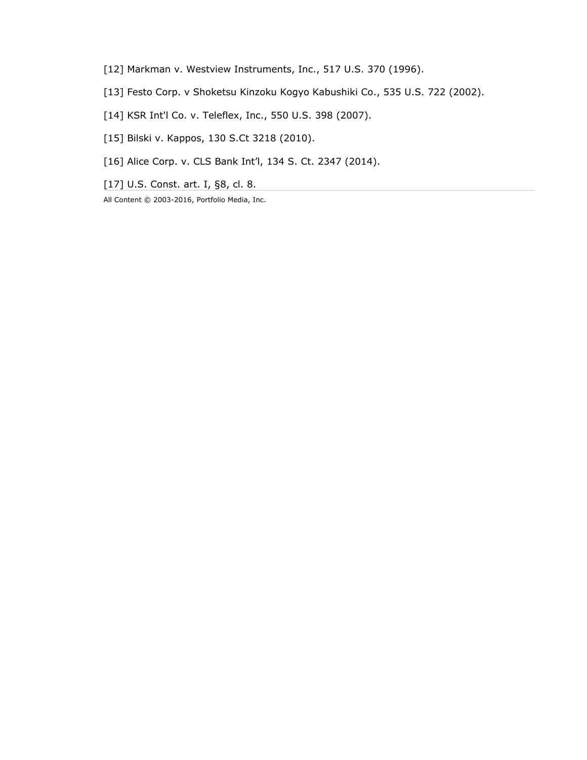[12] Markman v. Westview Instruments, Inc., 517 U.S. 370 (1996).

[13] Festo Corp. v Shoketsu Kinzoku Kogyo Kabushiki Co., 535 U.S. 722 (2002).

[14] KSR Int'l Co. v. Teleflex, Inc., 550 U.S. 398 (2007).

[15] Bilski v. Kappos, 130 S.Ct 3218 (2010).

[16] Alice Corp. v. CLS Bank Int'l, 134 S. Ct. 2347 (2014).

[17] U.S. Const. art. I, §8, cl. 8.

All Content © 2003-2016, Portfolio Media, Inc.